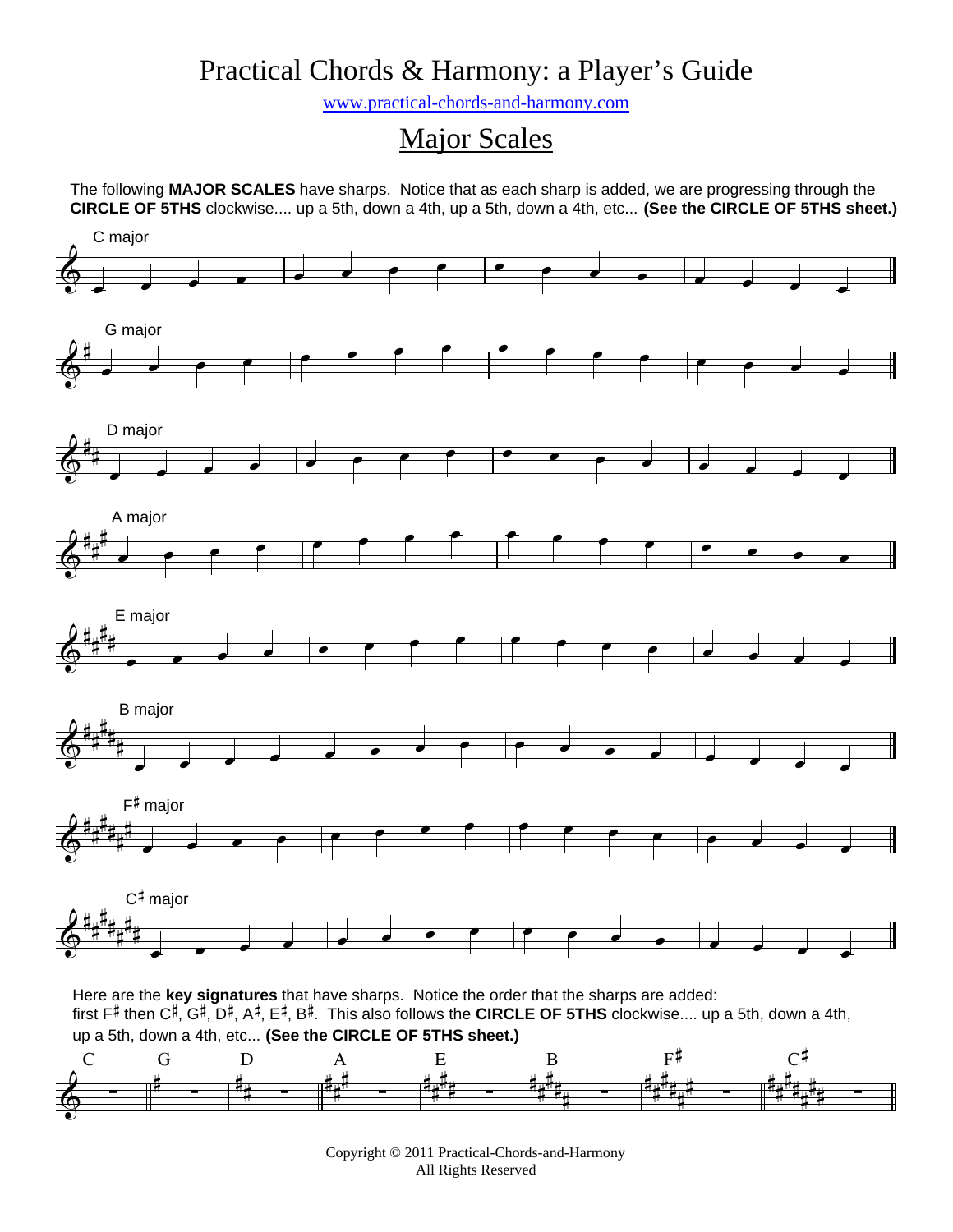# Practical Chords & Harmony: a Player's Guide

www.practical-chords-and-harmony.com

## Major Scales

The following **MAJOR SCALES** have sharps. Notice that as each sharp is added, we are progressing through the **CIRCLE OF 5THS** clockwise.... up a 5th, down a 4th, up a 5th, down a 4th, etc... **(See the CIRCLE OF 5THS sheet.)**

C major

G major

D major

A major

E major

B major

F♯ major

C♯ major

Here are the **key signatures** that have sharps. Notice the order that the sharps are added: first F♯ then C♯, G♯, D♯, A♯, E♯, B♯. This also follows the **CIRCLE OF 5THS** clockwise.... up a 5th, down a 4th, up a 5th, down a 4th, etc... **(See the CIRCLE OF 5THS sheet.)**

C G D A E B F♯ C♯

Copyright © 2011 Practical-Chords-and-Harmony
All Rights Reserved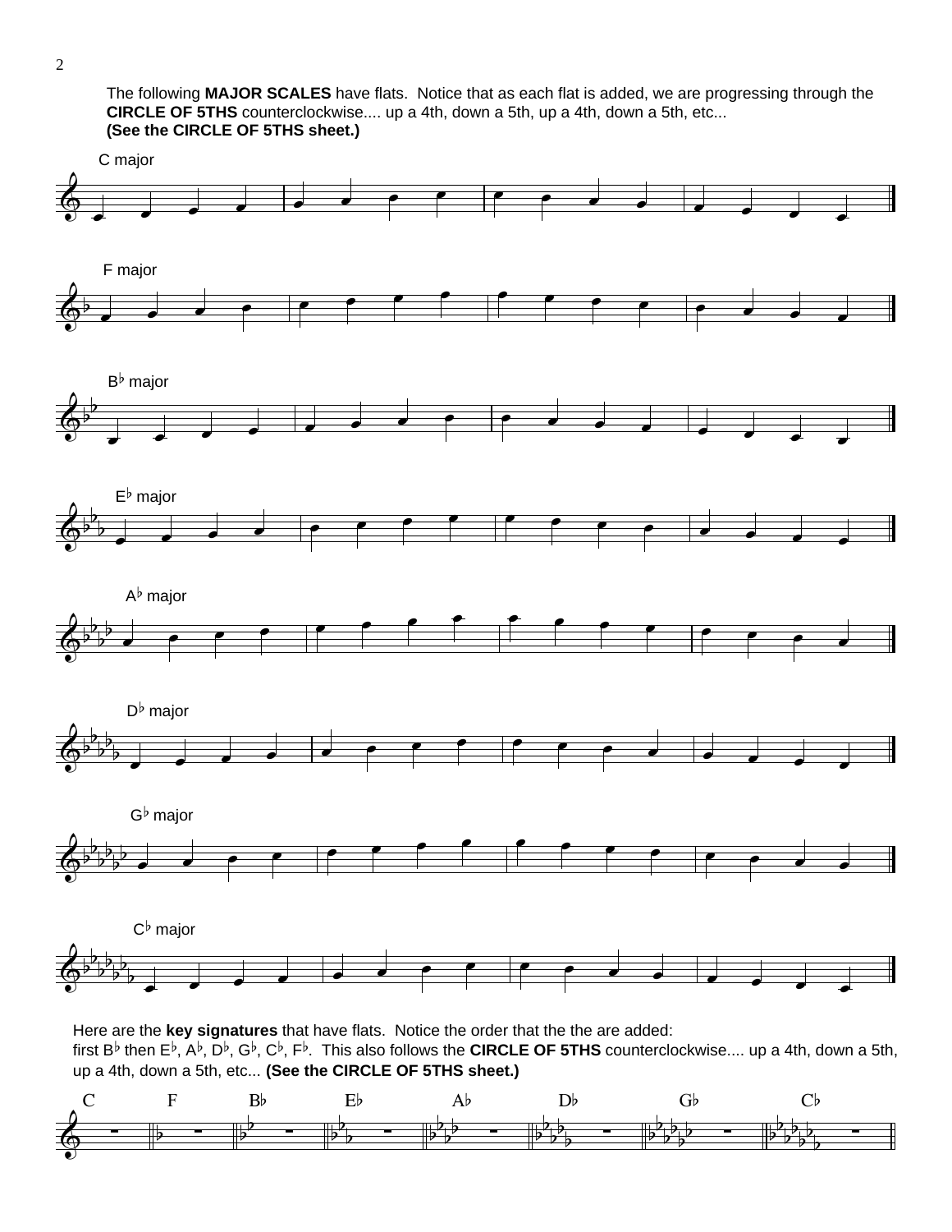The following **MAJOR SCALES** have flats. Notice that as each flat is added, we are progressing through the **CIRCLE OF 5THS** counterclockwise.... up a 4th, down a 5th, up a 4th, down a 5th, etc...
**(See the CIRCLE OF 5THS sheet.)**

C major

F major

B♭ major

E♭ major

A♭ major

D♭ major

G♭ major

C♭ major

Here are the **key signatures** that have flats. Notice the order that the the are added:
first B♭ then E♭, A♭, D♭, G♭, C♭, F♭. This also follows the **CIRCLE OF 5THS** counterclockwise.... up a 4th, down a 5th, up a 4th, down a 5th, etc... **(See the CIRCLE OF 5THS sheet.)**

C F B♭ E♭ A♭ D♭ G♭ C♭